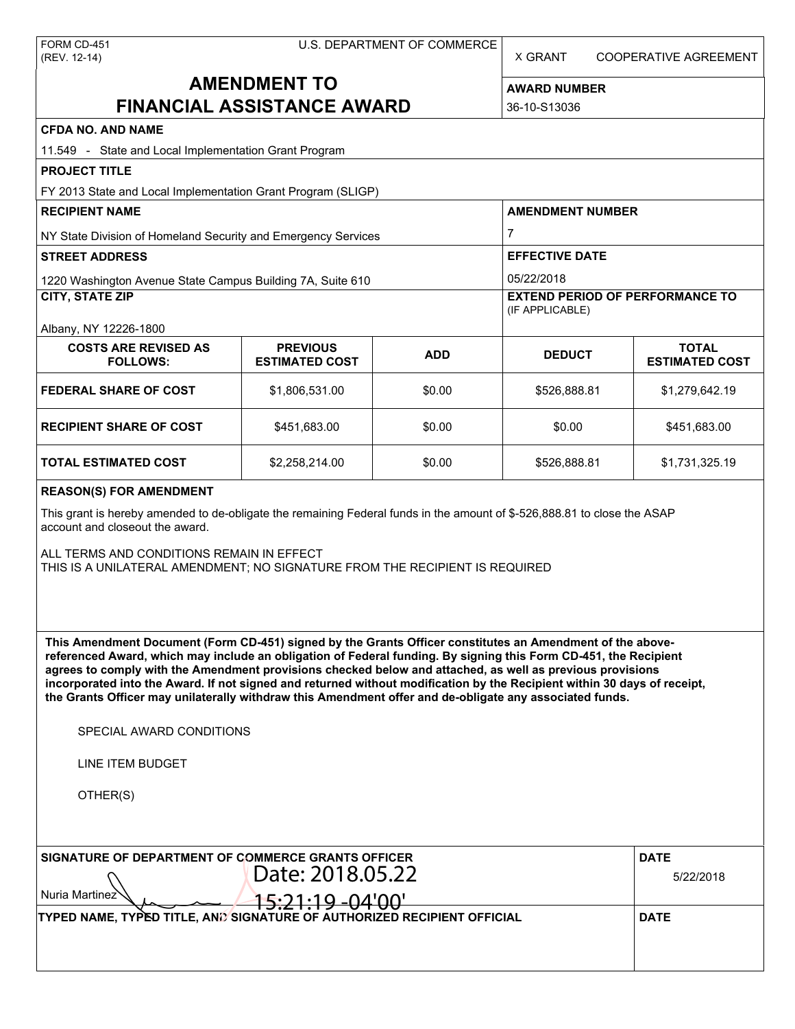FORM CD-451
(REV. 12-14)

U.S. DEPARTMENT OF COMMERCE

X GRANT     COOPERATIVE AGREEMENT

# AMENDMENT TO FINANCIAL ASSISTANCE AWARD

**AWARD NUMBER**
36-10-S13036

**CFDA NO. AND NAME**
11.549 - State and Local Implementation Grant Program

**PROJECT TITLE**
FY 2013 State and Local Implementation Grant Program (SLIGP)

**RECIPIENT NAME**
NY State Division of Homeland Security and Emergency Services

**AMENDMENT NUMBER**
7

**STREET ADDRESS**
1220 Washington Avenue State Campus Building 7A, Suite 610

**EFFECTIVE DATE**
05/22/2018

**CITY, STATE ZIP**
Albany, NY 12226-1800

**EXTEND PERIOD OF PERFORMANCE TO** (IF APPLICABLE)

| COSTS ARE REVISED AS FOLLOWS: | PREVIOUS ESTIMATED COST | ADD | DEDUCT | TOTAL ESTIMATED COST |
|---|---|---|---|---|
| FEDERAL SHARE OF COST | $1,806,531.00 | $0.00 | $526,888.81 | $1,279,642.19 |
| RECIPIENT SHARE OF COST | $451,683.00 | $0.00 | $0.00 | $451,683.00 |
| TOTAL ESTIMATED COST | $2,258,214.00 | $0.00 | $526,888.81 | $1,731,325.19 |

**REASON(S) FOR AMENDMENT**

This grant is hereby amended to de-obligate the remaining Federal funds in the amount of $-526,888.81 to close the ASAP account and closeout the award.

ALL TERMS AND CONDITIONS REMAIN IN EFFECT
THIS IS A UNILATERAL AMENDMENT; NO SIGNATURE FROM THE RECIPIENT IS REQUIRED

**This Amendment Document (Form CD-451) signed by the Grants Officer constitutes an Amendment of the above-referenced Award, which may include an obligation of Federal funding. By signing this Form CD-451, the Recipient agrees to comply with the Amendment provisions checked below and attached, as well as previous provisions incorporated into the Award. If not signed and returned without modification by the Recipient within 30 days of receipt, the Grants Officer may unilaterally withdraw this Amendment offer and de-obligate any associated funds.**

SPECIAL AWARD CONDITIONS

LINE ITEM BUDGET

OTHER(S)

**SIGNATURE OF DEPARTMENT OF COMMERCE GRANTS OFFICER**
Nuria Martinez
Date: 2018.05.22 15:21:19 -04'00'

**DATE**
5/22/2018

**TYPED NAME, TYPED TITLE, AND SIGNATURE OF AUTHORIZED RECIPIENT OFFICIAL**

**DATE**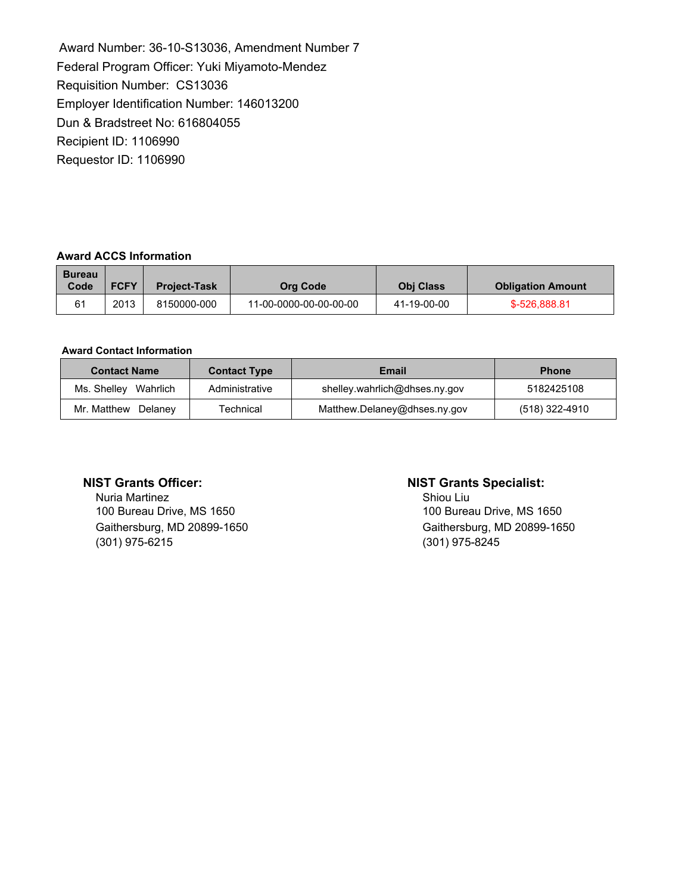Award Number: 36-10-S13036, Amendment Number 7
Federal Program Officer: Yuki Miyamoto-Mendez
Requisition Number: CS13036
Employer Identification Number: 146013200
Dun & Bradstreet No: 616804055
Recipient ID: 1106990
Requestor ID: 1106990

**Award ACCS Information**

| Bureau Code | FCFY | Project-Task | Org Code | Obj Class | Obligation Amount |
|---|---|---|---|---|---|
| 61 | 2013 | 8150000-000 | 11-00-0000-00-00-00-00 | 41-19-00-00 | $-526,888.81 |

**Award Contact Information**

| Contact Name | Contact Type | Email | Phone |
|---|---|---|---|
| Ms. Shelley Wahrlich | Administrative | shelley.wahrlich@dhses.ny.gov | 5182425108 |
| Mr. Matthew Delaney | Technical | Matthew.Delaney@dhses.ny.gov | (518) 322-4910 |

**NIST Grants Officer:**
Nuria Martinez
100 Bureau Drive, MS 1650
Gaithersburg, MD 20899-1650
(301) 975-6215

**NIST Grants Specialist:**
Shiou Liu
100 Bureau Drive, MS 1650
Gaithersburg, MD 20899-1650
(301) 975-8245